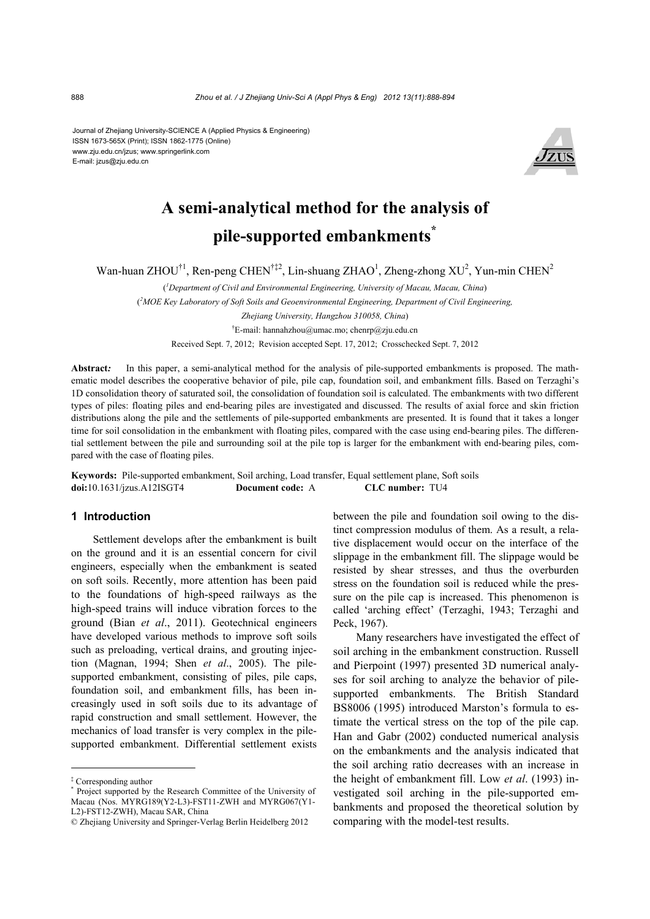Journal of Zhejiang University-SCIENCE A (Applied Physics & Engineering)
ISSN 1673-565X (Print); ISSN 1862-1775 (Online)
www.zju.edu.cn/jzus; www.springerlink.com
E-mail: jzus@zju.edu.cn

# A semi-analytical method for the analysis of pile-supported embankments*

Wan-huan ZHOU[†1], Ren-peng CHEN[†‡2], Lin-shuang ZHAO[1], Zheng-zhong XU[2], Yun-min CHEN[2]

([1]Department of Civil and Environmental Engineering, University of Macau, Macau, China)

([2]MOE Key Laboratory of Soft Soils and Geoenvironmental Engineering, Department of Civil Engineering, Zhejiang University, Hangzhou 310058, China)

[†]E-mail: hannahzhou@umac.mo; chenrp@zju.edu.cn

Received Sept. 7, 2012; Revision accepted Sept. 17, 2012; Crosschecked Sept. 7, 2012

**Abstract:** In this paper, a semi-analytical method for the analysis of pile-supported embankments is proposed. The mathematic model describes the cooperative behavior of pile, pile cap, foundation soil, and embankment fills. Based on Terzaghi's 1D consolidation theory of saturated soil, the consolidation of foundation soil is calculated. The embankments with two different types of piles: floating piles and end-bearing piles are investigated and discussed. The results of axial force and skin friction distributions along the pile and the settlements of pile-supported embankments are presented. It is found that it takes a longer time for soil consolidation in the embankment with floating piles, compared with the case using end-bearing piles. The differential settlement between the pile and surrounding soil at the pile top is larger for the embankment with end-bearing piles, compared with the case of floating piles.

**Keywords:** Pile-supported embankment, Soil arching, Load transfer, Equal settlement plane, Soft soils

**doi:**10.1631/jzus.A12ISGT4 **Document code:** A **CLC number:** TU4

## 1 Introduction

Settlement develops after the embankment is built on the ground and it is an essential concern for civil engineers, especially when the embankment is seated on soft soils. Recently, more attention has been paid to the foundations of high-speed railways as the high-speed trains will induce vibration forces to the ground (Bian *et al*., 2011). Geotechnical engineers have developed various methods to improve soft soils such as preloading, vertical drains, and grouting injection (Magnan, 1994; Shen *et al*., 2005). The pile-supported embankment, consisting of piles, pile caps, foundation soil, and embankment fills, has been increasingly used in soft soils due to its advantage of rapid construction and small settlement. However, the mechanics of load transfer is very complex in the pile-supported embankment. Differential settlement exists between the pile and foundation soil owing to the distinct compression modulus of them. As a result, a relative displacement would occur on the interface of the slippage in the embankment fill. The slippage would be resisted by shear stresses, and thus the overburden stress on the foundation soil is reduced while the pressure on the pile cap is increased. This phenomenon is called 'arching effect' (Terzaghi, 1943; Terzaghi and Peck, 1967).

Many researchers have investigated the effect of soil arching in the embankment construction. Russell and Pierpoint (1997) presented 3D numerical analyses for soil arching to analyze the behavior of pile-supported embankments. The British Standard BS8006 (1995) introduced Marston's formula to estimate the vertical stress on the top of the pile cap. Han and Gabr (2002) conducted numerical analysis on the embankments and the analysis indicated that the soil arching ratio decreases with an increase in the height of embankment fill. Low *et al*. (1993) investigated soil arching in the pile-supported embankments and proposed the theoretical solution by comparing with the model-test results.

---

[‡] Corresponding author

[*] Project supported by the Research Committee of the University of Macau (Nos. MYRG189(Y2-L3)-FST11-ZWH and MYRG067(Y1-L2)-FST12-ZWH), Macau SAR, China

© Zhejiang University and Springer-Verlag Berlin Heidelberg 2012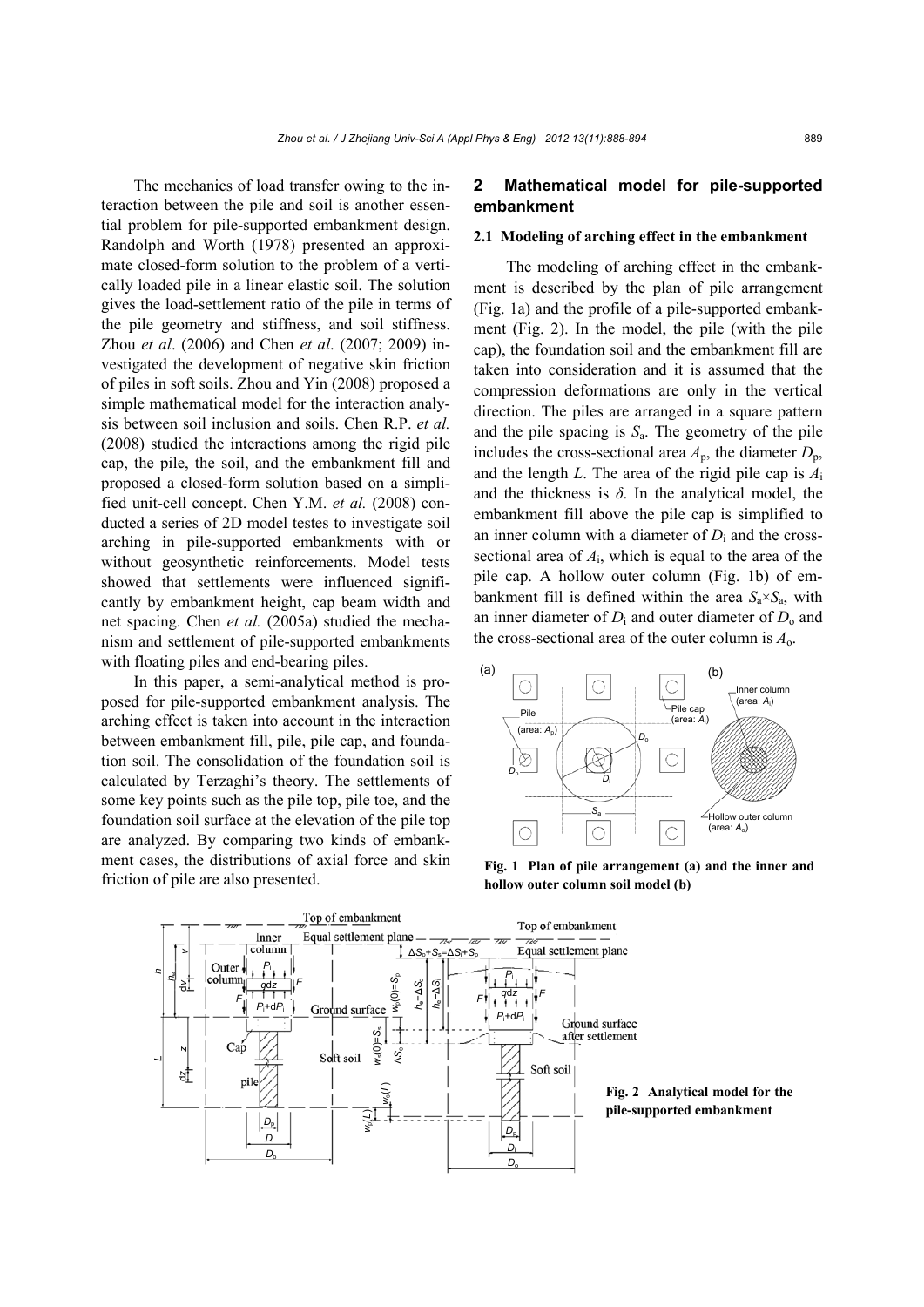The mechanics of load transfer owing to the interaction between the pile and soil is another essential problem for pile-supported embankment design. Randolph and Worth (1978) presented an approximate closed-form solution to the problem of a vertically loaded pile in a linear elastic soil. The solution gives the load-settlement ratio of the pile in terms of the pile geometry and stiffness, and soil stiffness. Zhou *et al*. (2006) and Chen *et al*. (2007; 2009) investigated the development of negative skin friction of piles in soft soils. Zhou and Yin (2008) proposed a simple mathematical model for the interaction analysis between soil inclusion and soils. Chen R.P. *et al.* (2008) studied the interactions among the rigid pile cap, the pile, the soil, and the embankment fill and proposed a closed-form solution based on a simplified unit-cell concept. Chen Y.M. *et al.* (2008) conducted a series of 2D model testes to investigate soil arching in pile-supported embankments with or without geosynthetic reinforcements. Model tests showed that settlements were influenced significantly by embankment height, cap beam width and net spacing. Chen *et al.* (2005a) studied the mechanism and settlement of pile-supported embankments with floating piles and end-bearing piles.

In this paper, a semi-analytical method is proposed for pile-supported embankment analysis. The arching effect is taken into account in the interaction between embankment fill, pile, pile cap, and foundation soil. The consolidation of the foundation soil is calculated by Terzaghi's theory. The settlements of some key points such as the pile top, pile toe, and the foundation soil surface at the elevation of the pile top are analyzed. By comparing two kinds of embankment cases, the distributions of axial force and skin friction of pile are also presented.

## 2 Mathematical model for pile-supported embankment

### 2.1 Modeling of arching effect in the embankment

The modeling of arching effect in the embankment is described by the plan of pile arrangement (Fig. 1a) and the profile of a pile-supported embankment (Fig. 2). In the model, the pile (with the pile cap), the foundation soil and the embankment fill are taken into consideration and it is assumed that the compression deformations are only in the vertical direction. The piles are arranged in a square pattern and the pile spacing is $S_a$. The geometry of the pile includes the cross-sectional area $A_p$, the diameter $D_p$, and the length $L$. The area of the rigid pile cap is $A_i$ and the thickness is $\delta$. In the analytical model, the embankment fill above the pile cap is simplified to an inner column with a diameter of $D_i$ and the cross-sectional area of $A_i$, which is equal to the area of the pile cap. A hollow outer column (Fig. 1b) of embankment fill is defined within the area $S_a \times S_a$, with an inner diameter of $D_i$ and outer diameter of $D_o$ and the cross-sectional area of the outer column is $A_o$.

**Fig. 1 Plan of pile arrangement (a) and the inner and hollow outer column soil model (b)**

**Fig. 2 Analytical model for the pile-supported embankment**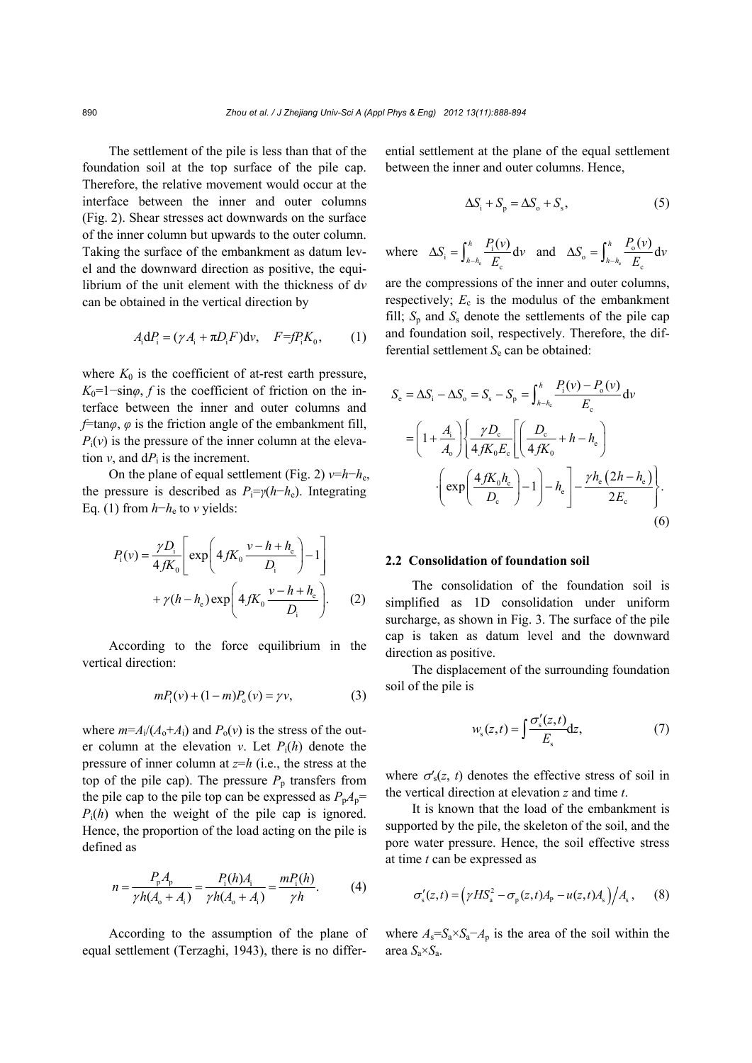The settlement of the pile is less than that of the foundation soil at the top surface of the pile cap. Therefore, the relative movement would occur at the interface between the inner and outer columns (Fig. 2). Shear stresses act downwards on the surface of the inner column but upwards to the outer column. Taking the surface of the embankment as datum level and the downward direction as positive, the equilibrium of the unit element with the thickness of d$v$ can be obtained in the vertical direction by

$$A_{\mathrm{i}}\mathrm{d}P_{\mathrm{i}} = (\gamma A_{\mathrm{i}} + \pi D_{\mathrm{i}} F)\mathrm{d}v, \quad F = fP_{\mathrm{i}}K_0, \tag{1}$$

where $K_0$ is the coefficient of at-rest earth pressure, $K_0=1-\sin\varphi$, $f$ is the coefficient of friction on the interface between the inner and outer columns and $f=\tan\varphi$, $\varphi$ is the friction angle of the embankment fill, $P_{\mathrm{i}}(v)$ is the pressure of the inner column at the elevation $v$, and d$P_{\mathrm{i}}$ is the increment.

On the plane of equal settlement (Fig. 2) $v=h-h_{\mathrm{e}}$, the pressure is described as $P_{\mathrm{i}}=\gamma(h-h_{\mathrm{e}})$. Integrating Eq. (1) from $h-h_{\mathrm{e}}$ to $v$ yields:

$$P_{\mathrm{i}}(v) = \frac{\gamma D_{\mathrm{i}}}{4fK_0}\left[\exp\left(4fK_0\frac{v-h+h_{\mathrm{e}}}{D_{\mathrm{i}}}\right)-1\right] + \gamma(h-h_{\mathrm{e}})\exp\left(4fK_0\frac{v-h+h_{\mathrm{e}}}{D_{\mathrm{i}}}\right). \tag{2}$$

According to the force equilibrium in the vertical direction:

$$mP_{\mathrm{i}}(v) + (1-m)P_{\mathrm{o}}(v) = \gamma v, \tag{3}$$

where $m=A_{\mathrm{i}}/(A_{\mathrm{o}}+A_{\mathrm{i}})$ and $P_{\mathrm{o}}(v)$ is the stress of the outer column at the elevation $v$. Let $P_{\mathrm{i}}(h)$ denote the pressure of inner column at $z=h$ (i.e., the stress at the top of the pile cap). The pressure $P_{\mathrm{p}}$ transfers from the pile cap to the pile top can be expressed as $P_{\mathrm{p}}A_{\mathrm{p}}=P_{\mathrm{i}}(h)$ when the weight of the pile cap is ignored. Hence, the proportion of the load acting on the pile is defined as

$$n = \frac{P_{\mathrm{p}}A_{\mathrm{p}}}{\gamma h(A_{\mathrm{o}}+A_{\mathrm{i}})} = \frac{P_{\mathrm{i}}(h)A_{\mathrm{i}}}{\gamma h(A_{\mathrm{o}}+A_{\mathrm{i}})} = \frac{mP_{\mathrm{i}}(h)}{\gamma h}. \tag{4}$$

According to the assumption of the plane of equal settlement (Terzaghi, 1943), there is no differential settlement at the plane of the equal settlement between the inner and outer columns. Hence,

$$\Delta S_{\mathrm{i}} + S_{\mathrm{p}} = \Delta S_{\mathrm{o}} + S_{\mathrm{s}}, \tag{5}$$

where $\Delta S_{\mathrm{i}} = \int_{h-h_{\mathrm{e}}}^{h}\frac{P_{\mathrm{i}}(v)}{E_{\mathrm{c}}}\mathrm{d}v$ and $\Delta S_{\mathrm{o}} = \int_{h-h_{\mathrm{e}}}^{h}\frac{P_{\mathrm{o}}(v)}{E_{\mathrm{c}}}\mathrm{d}v$ are the compressions of the inner and outer columns, respectively; $E_{\mathrm{c}}$ is the modulus of the embankment fill; $S_{\mathrm{p}}$ and $S_{\mathrm{s}}$ denote the settlements of the pile cap and foundation soil, respectively. Therefore, the differential settlement $S_{\mathrm{e}}$ can be obtained:

$$\begin{aligned} S_{\mathrm{e}} &= \Delta S_{\mathrm{i}} - \Delta S_{\mathrm{o}} = S_{\mathrm{s}} - S_{\mathrm{p}} = \int_{h-h_{\mathrm{e}}}^{h}\frac{P_{\mathrm{i}}(v)-P_{\mathrm{o}}(v)}{E_{\mathrm{c}}}\mathrm{d}v \\ &= \left(1+\frac{A_{\mathrm{i}}}{A_{\mathrm{o}}}\right)\left\{\frac{\gamma D_{\mathrm{c}}}{4fK_0E_{\mathrm{c}}}\left[\left(\frac{D_{\mathrm{c}}}{4fK_0}+h-h_{\mathrm{e}}\right)\right.\right. \\ &\quad \left.\left.\cdot\left(\exp\left(\frac{4fK_0h_{\mathrm{e}}}{D_{\mathrm{c}}}\right)-1\right)-h_{\mathrm{e}}\right]-\frac{\gamma h_{\mathrm{e}}(2h-h_{\mathrm{e}})}{2E_{\mathrm{c}}}\right\}. \end{aligned} \tag{6}$$

## 2.2 Consolidation of foundation soil

The consolidation of the foundation soil is simplified as 1D consolidation under uniform surcharge, as shown in Fig. 3. The surface of the pile cap is taken as datum level and the downward direction as positive.

The displacement of the surrounding foundation soil of the pile is

$$w_{\mathrm{s}}(z,t) = \int\frac{\sigma'_{\mathrm{s}}(z,t)}{E_{\mathrm{s}}}\mathrm{d}z, \tag{7}$$

where $\sigma'_{\mathrm{s}}(z, t)$ denotes the effective stress of soil in the vertical direction at elevation $z$ and time $t$.

It is known that the load of the embankment is supported by the pile, the skeleton of the soil, and the pore water pressure. Hence, the soil effective stress at time $t$ can be expressed as

$$\sigma'_{\mathrm{s}}(z,t) = \left(\gamma HS_{\mathrm{a}}^2 - \sigma_{\mathrm{p}}(z,t)A_{\mathrm{p}} - u(z,t)A_{\mathrm{s}}\right)\Big/A_{\mathrm{s}}, \tag{8}$$

where $A_{\mathrm{s}}=S_{\mathrm{a}}\times S_{\mathrm{a}}-A_{\mathrm{p}}$ is the area of the soil within the area $S_{\mathrm{a}}\times S_{\mathrm{a}}$.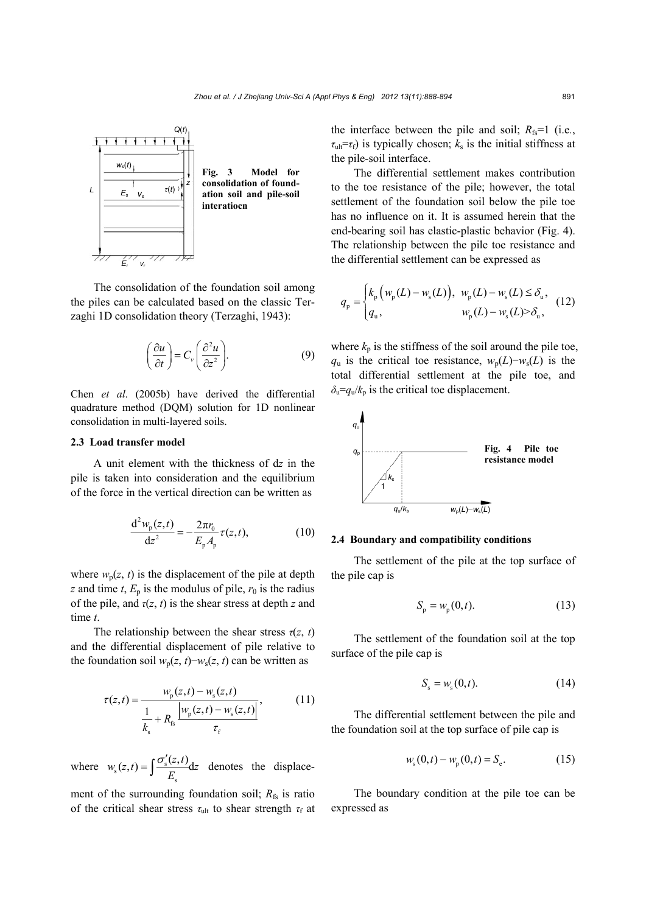Fig. 3 Model for consolidation of foundation soil and pile-soil interatiocn

The consolidation of the foundation soil among the piles can be calculated based on the classic Terzaghi 1D consolidation theory (Terzaghi, 1943):

$$\left(\frac{\partial u}{\partial t}\right) = C_v \left(\frac{\partial^2 u}{\partial z^2}\right). \tag{9}$$

Chen *et al*. (2005b) have derived the differential quadrature method (DQM) solution for 1D nonlinear consolidation in multi-layered soils.

### 2.3 Load transfer model

A unit element with the thickness of d$z$ in the pile is taken into consideration and the equilibrium of the force in the vertical direction can be written as

$$\frac{\mathrm{d}^2 w_\mathrm{p}(z,t)}{\mathrm{d}z^2} = -\frac{2\pi r_0}{E_\mathrm{p} A_\mathrm{p}} \tau(z,t), \tag{10}$$

where $w_\mathrm{p}(z, t)$ is the displacement of the pile at depth $z$ and time $t$, $E_\mathrm{p}$ is the modulus of pile, $r_0$ is the radius of the pile, and $\tau(z, t)$ is the shear stress at depth $z$ and time $t$.

The relationship between the shear stress $\tau(z, t)$ and the differential displacement of pile relative to the foundation soil $w_\mathrm{p}(z, t)-w_\mathrm{s}(z, t)$ can be written as

$$\tau(z,t) = \frac{w_\mathrm{p}(z,t) - w_\mathrm{s}(z,t)}{\dfrac{1}{k_\mathrm{s}} + R_\mathrm{fs} \dfrac{\left| w_\mathrm{p}(z,t) - w_\mathrm{s}(z,t) \right|}{\tau_\mathrm{f}}}, \tag{11}$$

where $w_\mathrm{s}(z,t) = \int \frac{\sigma_\mathrm{s}'(z,t)}{E_\mathrm{s}} \mathrm{d}z$ denotes the displacement of the surrounding foundation soil; $R_\mathrm{fs}$ is ratio of the critical shear stress $\tau_\mathrm{ult}$ to shear strength $\tau_\mathrm{f}$ at the interface between the pile and soil; $R_\mathrm{fs}$=1 (i.e., $\tau_\mathrm{ult}$=$\tau_\mathrm{f}$) is typically chosen; $k_\mathrm{s}$ is the initial stiffness at the pile-soil interface.

The differential settlement makes contribution to the toe resistance of the pile; however, the total settlement of the foundation soil below the pile toe has no influence on it. It is assumed herein that the end-bearing soil has elastic-plastic behavior (Fig. 4). The relationship between the pile toe resistance and the differential settlement can be expressed as

$$q_\mathrm{p} = \begin{cases} k_\mathrm{p}\left(w_\mathrm{p}(L) - w_\mathrm{s}(L)\right), & w_\mathrm{p}(L) - w_\mathrm{s}(L) \le \delta_\mathrm{u}, \\ q_\mathrm{u}, & w_\mathrm{p}(L) - w_\mathrm{s}(L) > \delta_\mathrm{u}, \end{cases} \tag{12}$$

where $k_\mathrm{p}$ is the stiffness of the soil around the pile toe, $q_\mathrm{u}$ is the critical toe resistance, $w_\mathrm{p}(L)-w_\mathrm{s}(L)$ is the total differential settlement at the pile toe, and $\delta_\mathrm{u}$=$q_\mathrm{u}/k_\mathrm{p}$ is the critical toe displacement.

Fig. 4 Pile toe resistance model

### 2.4 Boundary and compatibility conditions

The settlement of the pile at the top surface of the pile cap is

$$S_\mathrm{p} = w_\mathrm{p}(0,t). \tag{13}$$

The settlement of the foundation soil at the top surface of the pile cap is

$$S_\mathrm{s} = w_\mathrm{s}(0,t). \tag{14}$$

The differential settlement between the pile and the foundation soil at the top surface of pile cap is

$$w_\mathrm{s}(0,t) - w_\mathrm{p}(0,t) = S_\mathrm{e}. \tag{15}$$

The boundary condition at the pile toe can be expressed as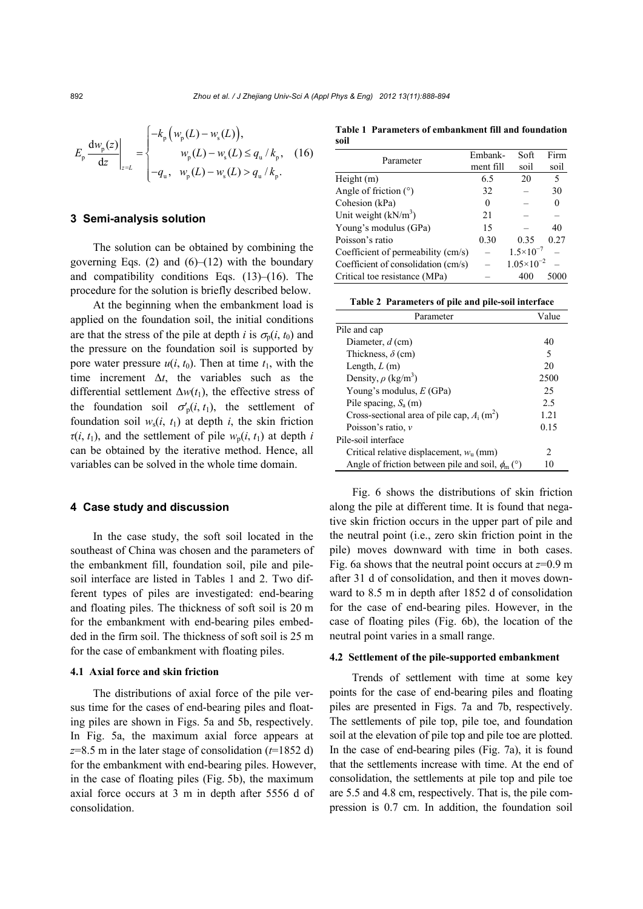$$E_{\mathrm{p}} \left. \frac{\mathrm{d}w_{\mathrm{p}}(z)}{\mathrm{d}z} \right|_{z=L} = \begin{cases} -k_{\mathrm{p}}\left(w_{\mathrm{p}}(L)-w_{\mathrm{s}}(L)\right), & w_{\mathrm{p}}(L)-w_{\mathrm{s}}(L) \le q_{\mathrm{u}}/k_{\mathrm{p}}, \\ -q_{\mathrm{u}}, & w_{\mathrm{p}}(L)-w_{\mathrm{s}}(L) > q_{\mathrm{u}}/k_{\mathrm{p}}. \end{cases} \quad (16)$$

## 3 Semi-analysis solution

The solution can be obtained by combining the governing Eqs. (2) and (6)–(12) with the boundary and compatibility conditions Eqs. (13)–(16). The procedure for the solution is briefly described below.

At the beginning when the embankment load is applied on the foundation soil, the initial conditions are that the stress of the pile at depth $i$ is $\sigma_{\mathrm{p}}(i, t_0)$ and the pressure on the foundation soil is supported by pore water pressure $u(i, t_0)$. Then at time $t_1$, with the time increment $\Delta t$, the variables such as the differential settlement $\Delta w(t_1)$, the effective stress of the foundation soil $\sigma'_{\mathrm{p}}(i, t_1)$, the settlement of foundation soil $w_{\mathrm{s}}(i, t_1)$ at depth $i$, the skin friction $\tau(i, t_1)$, and the settlement of pile $w_{\mathrm{p}}(i, t_1)$ at depth $i$ can be obtained by the iterative method. Hence, all variables can be solved in the whole time domain.

## 4 Case study and discussion

In the case study, the soft soil located in the southeast of China was chosen and the parameters of the embankment fill, foundation soil, pile and pile-soil interface are listed in Tables 1 and 2. Two different types of piles are investigated: end-bearing and floating piles. The thickness of soft soil is 20 m for the embankment with end-bearing piles embedded in the firm soil. The thickness of soft soil is 25 m for the case of embankment with floating piles.

### 4.1 Axial force and skin friction

The distributions of axial force of the pile versus time for the cases of end-bearing piles and floating piles are shown in Figs. 5a and 5b, respectively. In Fig. 5a, the maximum axial force appears at $z$=8.5 m in the later stage of consolidation ($t$=1852 d) for the embankment with end-bearing piles. However, in the case of floating piles (Fig. 5b), the maximum axial force occurs at 3 m in depth after 5556 d of consolidation.

**Table 1 Parameters of embankment fill and foundation soil**

| Parameter | Embankment fill | Soft soil | Firm soil |
|---|---|---|---|
| Height (m) | 6.5 | 20 | 5 |
| Angle of friction (°) | 32 | – | 30 |
| Cohesion (kPa) | 0 | – | 0 |
| Unit weight (kN/m$^3$) | 21 | – | – |
| Young's modulus (GPa) | 15 | – | 40 |
| Poisson's ratio | 0.30 | 0.35 | 0.27 |
| Coefficient of permeability (cm/s) | – | $1.5\times10^{-7}$ | – |
| Coefficient of consolidation (cm/s) | – | $1.05\times10^{-2}$ | – |
| Critical toe resistance (MPa) | – | 400 | 5000 |

**Table 2 Parameters of pile and pile-soil interface**

| Parameter | Value |
|---|---|
| Pile and cap | |
| Diameter, $d$ (cm) | 40 |
| Thickness, $\delta$ (cm) | 5 |
| Length, $L$ (m) | 20 |
| Density, $\rho$ (kg/m$^3$) | 2500 |
| Young's modulus, $E$ (GPa) | 25 |
| Pile spacing, $S_{\mathrm{a}}$ (m) | 2.5 |
| Cross-sectional area of pile cap, $A_{\mathrm{i}}$ (m$^2$) | 1.21 |
| Poisson's ratio, $v$ | 0.15 |
| Pile-soil interface | |
| Critical relative displacement, $w_{\mathrm{u}}$ (mm) | 2 |
| Angle of friction between pile and soil, $\phi_{\mathrm{m}}$ (°) | 10 |

Fig. 6 shows the distributions of skin friction along the pile at different time. It is found that negative skin friction occurs in the upper part of pile and the neutral point (i.e., zero skin friction point in the pile) moves downward with time in both cases. Fig. 6a shows that the neutral point occurs at $z$=0.9 m after 31 d of consolidation, and then it moves downward to 8.5 m in depth after 1852 d of consolidation for the case of end-bearing piles. However, in the case of floating piles (Fig. 6b), the location of the neutral point varies in a small range.

### 4.2 Settlement of the pile-supported embankment

Trends of settlement with time at some key points for the case of end-bearing piles and floating piles are presented in Figs. 7a and 7b, respectively. The settlements of pile top, pile toe, and foundation soil at the elevation of pile top and pile toe are plotted. In the case of end-bearing piles (Fig. 7a), it is found that the settlements increase with time. At the end of consolidation, the settlements at pile top and pile toe are 5.5 and 4.8 cm, respectively. That is, the pile compression is 0.7 cm. In addition, the foundation soil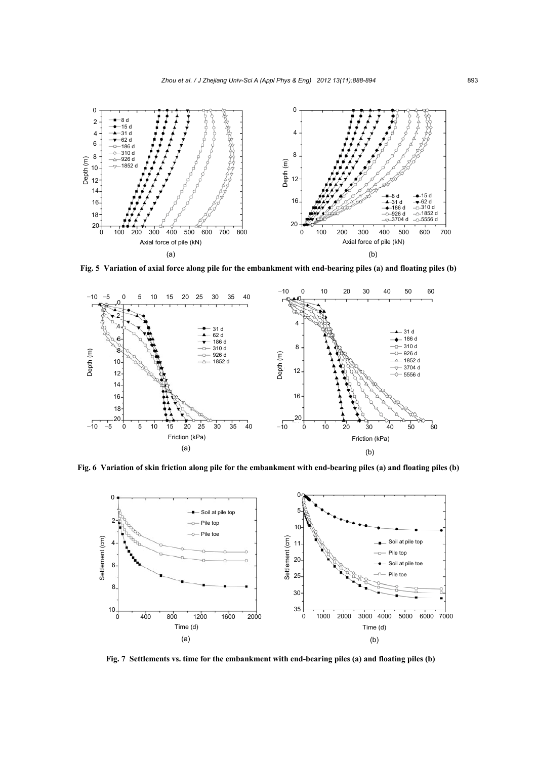Fig. 5 Variation of axial force along pile for the embankment with end-bearing piles (a) and floating piles (b)

Fig. 6 Variation of skin friction along pile for the embankment with end-bearing piles (a) and floating piles (b)

Fig. 7 Settlements vs. time for the embankment with end-bearing piles (a) and floating piles (b)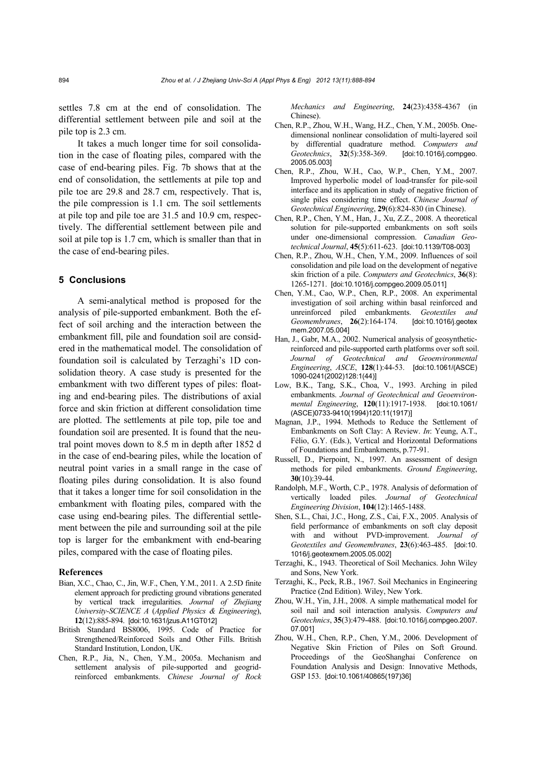settles 7.8 cm at the end of consolidation. The differential settlement between pile and soil at the pile top is 2.3 cm.

It takes a much longer time for soil consolidation in the case of floating piles, compared with the case of end-bearing piles. Fig. 7b shows that at the end of consolidation, the settlements at pile top and pile toe are 29.8 and 28.7 cm, respectively. That is, the pile compression is 1.1 cm. The soil settlements at pile top and pile toe are 31.5 and 10.9 cm, respectively. The differential settlement between pile and soil at pile top is 1.7 cm, which is smaller than that in the case of end-bearing piles.

## 5 Conclusions

A semi-analytical method is proposed for the analysis of pile-supported embankment. Both the effect of soil arching and the interaction between the embankment fill, pile and foundation soil are considered in the mathematical model. The consolidation of foundation soil is calculated by Terzaghi's 1D consolidation theory. A case study is presented for the embankment with two different types of piles: floating and end-bearing piles. The distributions of axial force and skin friction at different consolidation time are plotted. The settlements at pile top, pile toe and foundation soil are presented. It is found that the neutral point moves down to 8.5 m in depth after 1852 d in the case of end-bearing piles, while the location of neutral point varies in a small range in the case of floating piles during consolidation. It is also found that it takes a longer time for soil consolidation in the embankment with floating piles, compared with the case using end-bearing piles. The differential settlement between the pile and surrounding soil at the pile top is larger for the embankment with end-bearing piles, compared with the case of floating piles.

### References

Bian, X.C., Chao, C., Jin, W.F., Chen, Y.M., 2011. A 2.5D finite element approach for predicting ground vibrations generated by vertical track irregularities. *Journal of Zhejiang University-SCIENCE A* (*Applied Physics & Engineering*), **12**(12):885-894. [doi:10.1631/jzus.A11GT012]

British Standard BS8006, 1995. Code of Practice for Strengthened/Reinforced Soils and Other Fills. British Standard Institution, London, UK.

Chen, R.P., Jia, N., Chen, Y.M., 2005a. Mechanism and settlement analysis of pile-supported and geogrid-reinforced embankments. *Chinese Journal of Rock Mechanics and Engineering*, **24**(23):4358-4367 (in Chinese).

Chen, R.P., Zhou, W.H., Wang, H.Z., Chen, Y.M., 2005b. One-dimensional nonlinear consolidation of multi-layered soil by differential quadrature method. *Computers and Geotechnics*, **32**(5):358-369. [doi:10.1016/j.compgeo.2005.05.003]

Chen, R.P., Zhou, W.H., Cao, W.P., Chen, Y.M., 2007. Improved hyperbolic model of load-transfer for pile-soil interface and its application in study of negative friction of single piles considering time effect. *Chinese Journal of Geotechnical Engineering*, **29**(6):824-830 (in Chinese).

Chen, R.P., Chen, Y.M., Han, J., Xu, Z.Z., 2008. A theoretical solution for pile-supported embankments on soft soils under one-dimensional compression. *Canadian Geotechnical Journal*, **45**(5):611-623. [doi:10.1139/T08-003]

Chen, R.P., Zhou, W.H., Chen, Y.M., 2009. Influences of soil consolidation and pile load on the development of negative skin friction of a pile. *Computers and Geotechnics*, **36**(8):1265-1271. [doi:10.1016/j.compgeo.2009.05.011]

Chen, Y.M., Cao, W.P., Chen, R.P., 2008. An experimental investigation of soil arching within basal reinforced and unreinforced piled embankments. *Geotextiles and Geomembranes*, **26**(2):164-174. [doi:10.1016/j.geotexmem.2007.05.004]

Han, J., Gabr, M.A., 2002. Numerical analysis of geosynthetic-reinforced and pile-supported earth platforms over soft soil. *Journal of Geotechnical and Geoenvironmental Engineering*, *ASCE*, **128**(1):44-53. [doi:10.1061/(ASCE)1090-0241(2002)128:1(44)]

Low, B.K., Tang, S.K., Choa, V., 1993. Arching in piled embankments. *Journal of Geotechnical and Geoenvironmental Engineering*, **120**(11):1917-1938. [doi:10.1061/(ASCE)0733-9410(1994)120:11(1917)]

Magnan, J.P., 1994. Methods to Reduce the Settlement of Embankments on Soft Clay: A Review. *In*: Yeung, A.T., Félio, G.Y. (Eds.), Vertical and Horizontal Deformations of Foundations and Embankments, p.77-91.

Russell, D., Pierpoint, N., 1997. An assessment of design methods for piled embankments. *Ground Engineering*, **30**(10):39-44.

Randolph, M.F., Worth, C.P., 1978. Analysis of deformation of vertically loaded piles. *Journal of Geotechnical Engineering Division*, **104**(12):1465-1488.

Shen, S.L., Chai, J.C., Hong, Z.S., Cai, F.X., 2005. Analysis of field performance of embankments on soft clay deposit with and without PVD-improvement. *Journal of Geotextiles and Geomembranes*, **23**(6):463-485. [doi:10.1016/j.geotexmem.2005.05.002]

Terzaghi, K., 1943. Theoretical of Soil Mechanics. John Wiley and Sons, New York.

Terzaghi, K., Peck, R.B., 1967. Soil Mechanics in Engineering Practice (2nd Edition). Wiley, New York.

Zhou, W.H., Yin, J.H., 2008. A simple mathematical model for soil nail and soil interaction analysis. *Computers and Geotechnics*, **35**(3):479-488. [doi:10.1016/j.compgeo.2007.07.001]

Zhou, W.H., Chen, R.P., Chen, Y.M., 2006. Development of Negative Skin Friction of Piles on Soft Ground. Proceedings of the GeoShanghai Conference on Foundation Analysis and Design: Innovative Methods, GSP 153. [doi:10.1061/40865(197)36]